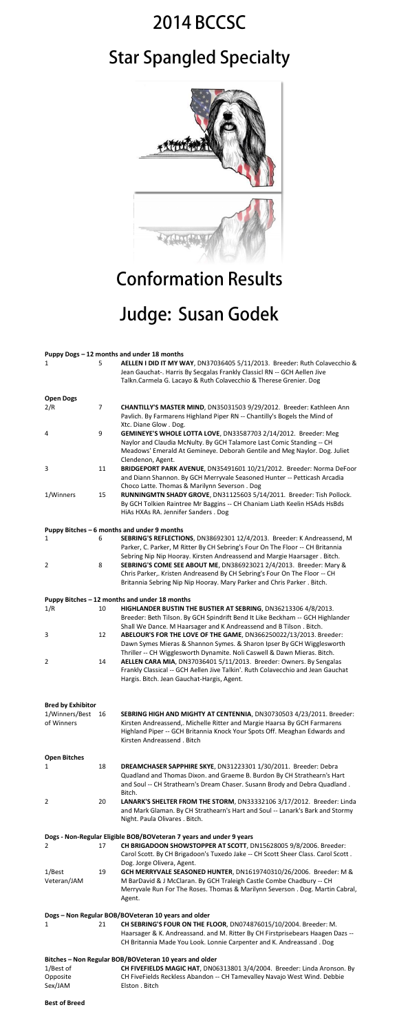# 2014 BCCSC

# Star Spangled Specialty

# Conformation Results

# Judge: Susan Godek

**Puppy Dogs – 12 months and under 18 months**

| Placement | Armband | Entry |
|---|---|---|
| 1 | 5 | **AELLEN I DID IT MY WAY**, DN37036405 5/11/2013. Breeder: Ruth Colavecchio & Jean Gauchat-. Harris By Secgalas Frankly Classicl RN -- GCH Aellen Jive Talkn.Carmela G. Lacayo & Ruth Colavecchio & Therese Grenier. Dog |

**Open Dogs**

| Placement | Armband | Entry |
|---|---|---|
| 2/R | 7 | **CHANTILLY'S MASTER MIND**, DN35031503 9/29/2012. Breeder: Kathleen Ann Pavlich. By Farmarens Highland Piper RN -- Chantilly's Bogels the Mind of Xtc. Diane Glow . Dog. |
| 4 | 9 | **GEMINEYE'S WHOLE LOTTA LOVE**, DN33587703 2/14/2012. Breeder: Meg Naylor and Claudia McNulty. By GCH Talamore Last Comic Standing -- CH Meadows' Emerald At Gemineye. Deborah Gentile and Meg Naylor. Dog. Juliet Clendenon, Agent. |
| 3 | 11 | **BRIDGEPORT PARK AVENUE**, DN35491601 10/21/2012. Breeder: Norma DeFoor and Diann Shannon. By GCH Merryvale Seasoned Hunter -- Petticash Arcadia Choco Latte. Thomas & Marilynn Severson . Dog |
| 1/Winners | 15 | **RUNNINGMTN SHADY GROVE**, DN31125603 5/14/2011. Breeder: Tish Pollock. By GCH Tolkien Raintree Mr Baggins -- CH Chaniam Liath Keelin HSAds HsBds HIAs HXAs RA. Jennifer Sanders . Dog |

**Puppy Bitches – 6 months and under 9 months**

| Placement | Armband | Entry |
|---|---|---|
| 1 | 6 | **SEBRING'S REFLECTIONS**, DN38692301 12/4/2013. Breeder: K Andreassend, M Parker, C. Parker, M Ritter By CH Sebring's Four On The Floor -- CH Britannia Sebring Nip Nip Hooray. Kirsten Andreassend and Margie Haarsager . Bitch. |
| 2 | 8 | **SEBRING'S COME SEE ABOUT ME**, DN386923021 2/4/2013. Breeder: Mary & Chris Parker,. Kristen Andreasend By CH Sebring's Four On The Floor -- CH Britannia Sebring Nip Nip Hooray. Mary Parker and Chris Parker . Bitch. |

**Puppy Bitches – 12 months and under 18 months**

| Placement | Armband | Entry |
|---|---|---|
| 1/R | 10 | **HIGHLANDER BUSTIN THE BUSTIER AT SEBRING**, DN36213306 4/8/2013. Breeder: Beth Tilson. By GCH Spindrift Bend It Like Beckham -- GCH Highlander Shall We Dance. M Haarsager and K Andreassend and B Tilson . Bitch. |
| 3 | 12 | **ABELOUR'S FOR THE LOVE OF THE GAME**, DN366250022/13/2013. Breeder: Dawn Symes Mieras & Shannon Symes. & Sharon Ipser By GCH Wigglesworth Thriller -- CH Wigglesworth Dynamite. Noli Caswell & Dawn Mieras. Bitch. |
| 2 | 14 | **AELLEN CARA MIA**, DN37036401 5/11/2013. Breeder: Owners. By Sengalas Frankly Classical -- GCH Aellen Jive Talkin'. Ruth Colavecchio and Jean Gauchat Hargis. Bitch. Jean Gauchat-Hargis, Agent. |

**Bred by Exhibitor**

| Placement | Armband | Entry |
|---|---|---|
| 1/Winners/Best of Winners | 16 | **SEBRING HIGH AND MIGHTY AT CENTENNIA**, DN30730503 4/23/2011. Breeder: Kirsten Andreassend,. Michelle Ritter and Margie Haarsa By GCH Farmarens Highland Piper -- GCH Britannia Knock Your Spots Off. Meaghan Edwards and Kirsten Andreassend . Bitch |

**Open Bitches**

| Placement | Armband | Entry |
|---|---|---|
| 1 | 18 | **DREAMCHASER SAPPHIRE SKYE**, DN31223301 1/30/2011. Breeder: Debra Quadland and Thomas Dixon. and Graeme B. Burdon By CH Strathearn's Hart and Soul -- CH Strathearn's Dream Chaser. Susann Brody and Debra Quadland . Bitch. |
| 2 | 20 | **LANARK'S SHELTER FROM THE STORM**, DN33332106 3/17/2012. Breeder: Linda and Mark Glaman. By CH Strathearn's Hart and Soul -- Lanark's Bark and Stormy Night. Paula Olivares . Bitch. |

**Dogs - Non-Regular Eligible BOB/BOVeteran 7 years and under 9 years**

| Placement | Armband | Entry |
|---|---|---|
| 2 | 17 | **CH BRIGADOON SHOWSTOPPER AT SCOTT**, DN15628005 9/8/2006. Breeder: Carol Scott. By CH Brigadoon's Tuxedo Jake -- CH Scott Sheer Class. Carol Scott . Dog. Jorge Olivera, Agent. |
| 1/Best Veteran/JAM | 19 | **GCH MERRYVALE SEASONED HUNTER**, DN1619740310/26/2006. Breeder: M & M BarDavid & J McClaran. By GCH Traleigh Castle Combe Chadbury -- CH Merryvale Run For The Roses. Thomas & Marilynn Severson . Dog. Martin Cabral, Agent. |

**Dogs – Non Regular BOB/BOVeteran 10 years and older**

| Placement | Armband | Entry |
|---|---|---|
| 1 | 21 | **CH SEBRING'S FOUR ON THE FLOOR**, DN074876015/10/2004. Breeder: M. Haarsager & K. Andreassend. and M. Ritter By CH Firstprisebears Haagen Dazs -- CH Britannia Made You Look. Lonnie Carpenter and K. Andreassand . Dog |

**Bitches – Non Regular BOB/BOVeteran 10 years and older**

| Placement | Armband | Entry |
|---|---|---|
| 1/Best of Opposite Sex/JAM | | **CH FIVEFIELDS MAGIC HAT**, DN06313801 3/4/2004. Breeder: Linda Aronson. By CH FiveFields Reckless Abandon -- CH Tamevalley Navajo West Wind. Debbie Elston . Bitch |

**Best of Breed**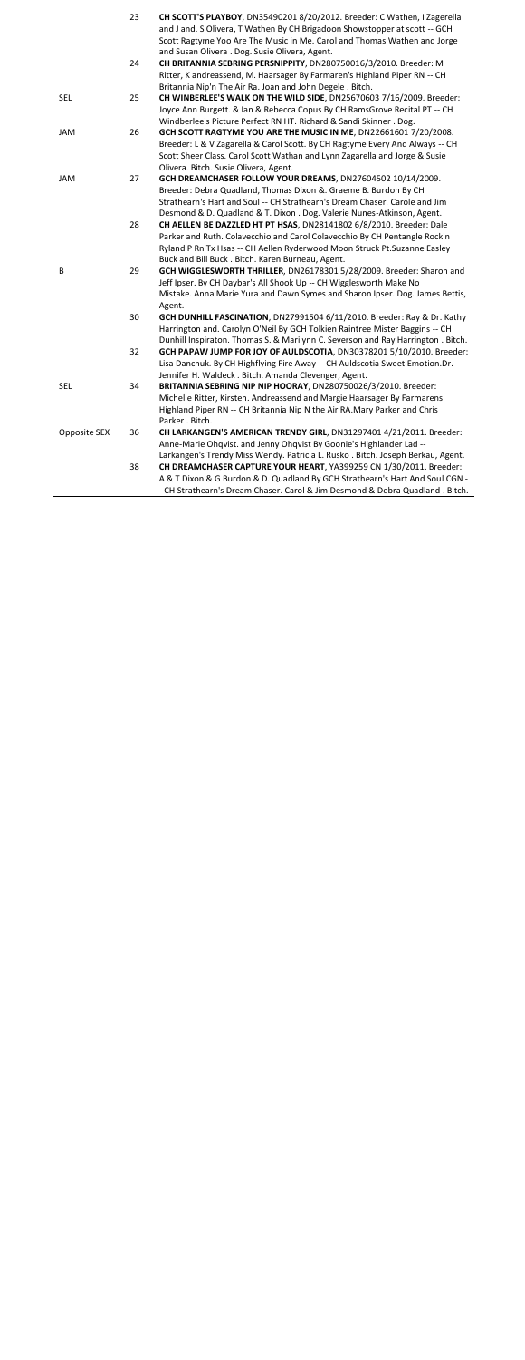| | | |
|---|---|---|
| | 23 | **CH SCOTT'S PLAYBOY**, DN35490201 8/20/2012. Breeder: C Wathen, I Zagerella and J and. S Olivera, T Wathen By CH Brigadoon Showstopper at scott -- GCH Scott Ragtyme Yoo Are The Music in Me. Carol and Thomas Wathen and Jorge and Susan Olivera . Dog. Susie Olivera, Agent. |
| | 24 | **CH BRITANNIA SEBRING PERSNIPPITY**, DN280750016/3/2010. Breeder: M Ritter, K andreassend, M. Haarsager By Farmaren's Highland Piper RN -- CH Britannia Nip'n The Air Ra. Joan and John Degele . Bitch. |
| SEL | 25 | **CH WINBERLEE'S WALK ON THE WILD SIDE**, DN25670603 7/16/2009. Breeder: Joyce Ann Burgett. & Ian & Rebecca Copus By CH RamsGrove Recital PT -- CH Windberlee's Picture Perfect RN HT. Richard & Sandi Skinner . Dog. |
| JAM | 26 | **GCH SCOTT RAGTYME YOU ARE THE MUSIC IN ME**, DN22661601 7/20/2008. Breeder: L & V Zagarella & Carol Scott. By CH Ragtyme Every And Always -- CH Scott Sheer Class. Carol Scott Wathan and Lynn Zagarella and Jorge & Susie Olivera. Bitch. Susie Olivera, Agent. |
| JAM | 27 | **GCH DREAMCHASER FOLLOW YOUR DREAMS**, DN27604502 10/14/2009. Breeder: Debra Quadland, Thomas Dixon &. Graeme B. Burdon By CH Strathearn's Hart and Soul -- CH Strathearn's Dream Chaser. Carole and Jim Desmond & D. Quadland & T. Dixon . Dog. Valerie Nunes-Atkinson, Agent. |
| | 28 | **CH AELLEN BE DAZZLED HT PT HSAS**, DN28141802 6/8/2010. Breeder: Dale Parker and Ruth. Colavecchio and Carol Colavecchio By CH Pentangle Rock'n Ryland P Rn Tx Hsas -- CH Aellen Ryderwood Moon Struck Pt.Suzanne Easley Buck and Bill Buck . Bitch. Karen Burneau, Agent. |
| B | 29 | **GCH WIGGLESWORTH THRILLER**, DN26178301 5/28/2009. Breeder: Sharon and Jeff Ipser. By CH Daybar's All Shook Up -- CH Wigglesworth Make No Mistake. Anna Marie Yura and Dawn Symes and Sharon Ipser. Dog. James Bettis, Agent. |
| | 30 | **GCH DUNHILL FASCINATION**, DN27991504 6/11/2010. Breeder: Ray & Dr. Kathy Harrington and. Carolyn O'Neil By GCH Tolkien Raintree Mister Baggins -- CH Dunhill Inspiraton. Thomas S. & Marilynn C. Severson and Ray Harrington . Bitch. |
| | 32 | **GCH PAPAW JUMP FOR JOY OF AULDSCOTIA**, DN30378201 5/10/2010. Breeder: Lisa Danchuk. By CH Highflying Fire Away -- CH Auldscotia Sweet Emotion.Dr. Jennifer H. Waldeck . Bitch. Amanda Clevenger, Agent. |
| SEL | 34 | **BRITANNIA SEBRING NIP NIP HOORAY**, DN280750026/3/2010. Breeder: Michelle Ritter, Kirsten. Andreassend and Margie Haarsager By Farmarens Highland Piper RN -- CH Britannia Nip N the Air RA.Mary Parker and Chris Parker . Bitch. |
| Opposite SEX | 36 | **CH LARKANGEN'S AMERICAN TRENDY GIRL**, DN31297401 4/21/2011. Breeder: Anne-Marie Ohqvist. and Jenny Ohqvist By Goonie's Highlander Lad -- Larkangen's Trendy Miss Wendy. Patricia L. Rusko . Bitch. Joseph Berkau, Agent. |
| | 38 | **CH DREAMCHASER CAPTURE YOUR HEART**, YA399259 CN 1/30/2011. Breeder: A & T Dixon & G Burdon & D. Quadland By GCH Strathearn's Hart And Soul CGN -- CH Strathearn's Dream Chaser. Carol & Jim Desmond & Debra Quadland . Bitch. |